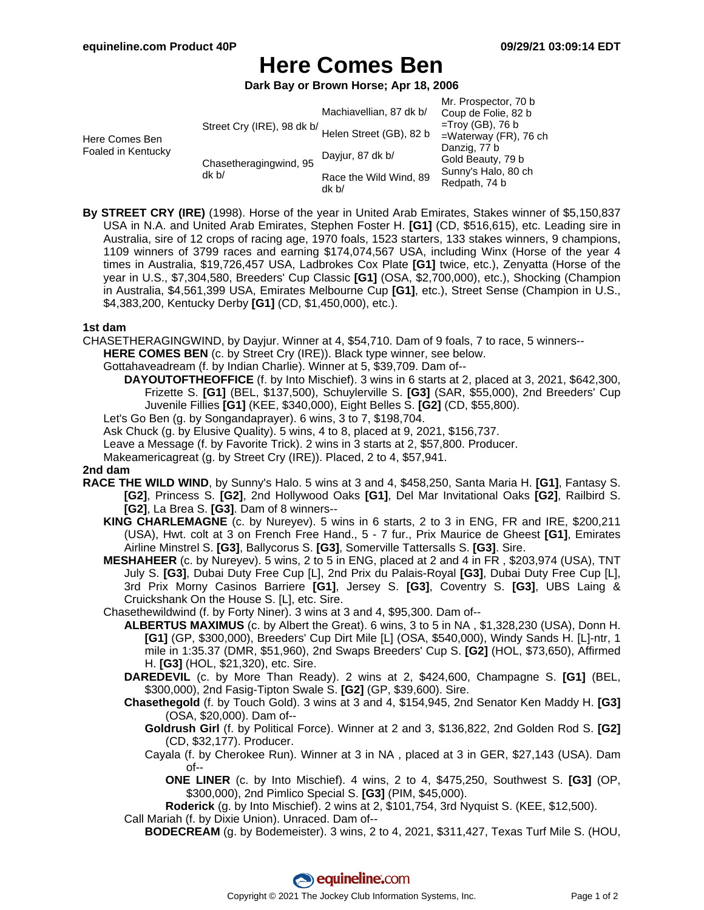# Here Comes Ben

**Dark Bay or Brown Horse; Apr 18, 2006**

| | | | |
|---|---|---|---|
| Here Comes Ben Foaled in Kentucky | Street Cry (IRE), 98 dk b/ | Machiavellian, 87 dk b/ | Mr. Prospector, 70 b |
| | | | Coup de Folie, 82 b |
| | | Helen Street (GB), 82 b | =Troy (GB), 76 b |
| | | | =Waterway (FR), 76 ch |
| | Chasetheragingwind, 95 dk b/ | Dayjur, 87 dk b/ | Danzig, 77 b |
| | | | Gold Beauty, 79 b |
| | | Race the Wild Wind, 89 dk b/ | Sunny's Halo, 80 ch |
| | | | Redpath, 74 b |

**By STREET CRY (IRE)** (1998). Horse of the year in United Arab Emirates, Stakes winner of $5,150,837 USA in N.A. and United Arab Emirates, Stephen Foster H. **[G1]** (CD, $516,615), etc. Leading sire in Australia, sire of 12 crops of racing age, 1970 foals, 1523 starters, 133 stakes winners, 9 champions, 1109 winners of 3799 races and earning $174,074,567 USA, including Winx (Horse of the year 4 times in Australia, $19,726,457 USA, Ladbrokes Cox Plate **[G1]** twice, etc.), Zenyatta (Horse of the year in U.S., $7,304,580, Breeders' Cup Classic **[G1]** (OSA, $2,700,000), etc.), Shocking (Champion in Australia, $4,561,399 USA, Emirates Melbourne Cup **[G1]**, etc.), Street Sense (Champion in U.S., $4,383,200, Kentucky Derby **[G1]** (CD, $1,450,000), etc.).

### 1st dam

CHASETHERAGINGWIND, by Dayjur. Winner at 4, $54,710. Dam of 9 foals, 7 to race, 5 winners--

- **HERE COMES BEN** (c. by Street Cry (IRE)). Black type winner, see below.
- Gottahaveadream (f. by Indian Charlie). Winner at 5, $39,709. Dam of--
  - **DAYOUTOFTHEOFFICE** (f. by Into Mischief). 3 wins in 6 starts at 2, placed at 3, 2021, $642,300, Frizette S. **[G1]** (BEL, $137,500), Schuylerville S. **[G3]** (SAR, $55,000), 2nd Breeders' Cup Juvenile Fillies **[G1]** (KEE, $340,000), Eight Belles S. **[G2]** (CD, $55,800).
- Let's Go Ben (g. by Songandaprayer). 6 wins, 3 to 7, $198,704.
- Ask Chuck (g. by Elusive Quality). 5 wins, 4 to 8, placed at 9, 2021, $156,737.
- Leave a Message (f. by Favorite Trick). 2 wins in 3 starts at 2, $57,800. Producer.
- Makeamericagreat (g. by Street Cry (IRE)). Placed, 2 to 4, $57,941.

### 2nd dam

**RACE THE WILD WIND**, by Sunny's Halo. 5 wins at 3 and 4, $458,250, Santa Maria H. **[G1]**, Fantasy S. **[G2]**, Princess S. **[G2]**, 2nd Hollywood Oaks **[G1]**, Del Mar Invitational Oaks **[G2]**, Railbird S. **[G2]**, La Brea S. **[G3]**. Dam of 8 winners--

- **KING CHARLEMAGNE** (c. by Nureyev). 5 wins in 6 starts, 2 to 3 in ENG, FR and IRE, $200,211 (USA), Hwt. colt at 3 on French Free Hand., 5 - 7 fur., Prix Maurice de Gheest **[G1]**, Emirates Airline Minstrel S. **[G3]**, Ballycorus S. **[G3]**, Somerville Tattersalls S. **[G3]**. Sire.
- **MESHAHEER** (c. by Nureyev). 5 wins, 2 to 5 in ENG, placed at 2 and 4 in FR , $203,974 (USA), TNT July S. **[G3]**, Dubai Duty Free Cup [L], 2nd Prix du Palais-Royal **[G3]**, Dubai Duty Free Cup [L], 3rd Prix Morny Casinos Barriere **[G1]**, Jersey S. **[G3]**, Coventry S. **[G3]**, UBS Laing & Cruickshank On the House S. [L], etc. Sire.
- Chasethewildwind (f. by Forty Niner). 3 wins at 3 and 4, $95,300. Dam of--
  - **ALBERTUS MAXIMUS** (c. by Albert the Great). 6 wins, 3 to 5 in NA , $1,328,230 (USA), Donn H. **[G1]** (GP, $300,000), Breeders' Cup Dirt Mile [L] (OSA, $540,000), Windy Sands H. [L]-ntr, 1 mile in 1:35.37 (DMR, $51,960), 2nd Swaps Breeders' Cup S. **[G2]** (HOL, $73,650), Affirmed H. **[G3]** (HOL, $21,320), etc. Sire.
  - **DAREDEVIL** (c. by More Than Ready). 2 wins at 2, $424,600, Champagne S. **[G1]** (BEL, $300,000), 2nd Fasig-Tipton Swale S. **[G2]** (GP, $39,600). Sire.
  - **Chasethegold** (f. by Touch Gold). 3 wins at 3 and 4, $154,945, 2nd Senator Ken Maddy H. **[G3]** (OSA, $20,000). Dam of--
    - **Goldrush Girl** (f. by Political Force). Winner at 2 and 3, $136,822, 2nd Golden Rod S. **[G2]** (CD, $32,177). Producer.
    - Cayala (f. by Cherokee Run). Winner at 3 in NA , placed at 3 in GER, $27,143 (USA). Dam of--
      - **ONE LINER** (c. by Into Mischief). 4 wins, 2 to 4, $475,250, Southwest S. **[G3]** (OP, $300,000), 2nd Pimlico Special S. **[G3]** (PIM, $45,000).
      - **Roderick** (g. by Into Mischief). 2 wins at 2, $101,754, 3rd Nyquist S. (KEE, $12,500).
  - Call Mariah (f. by Dixie Union). Unraced. Dam of--
    - **BODECREAM** (g. by Bodemeister). 3 wins, 2 to 4, 2021, $311,427, Texas Turf Mile S. (HOU,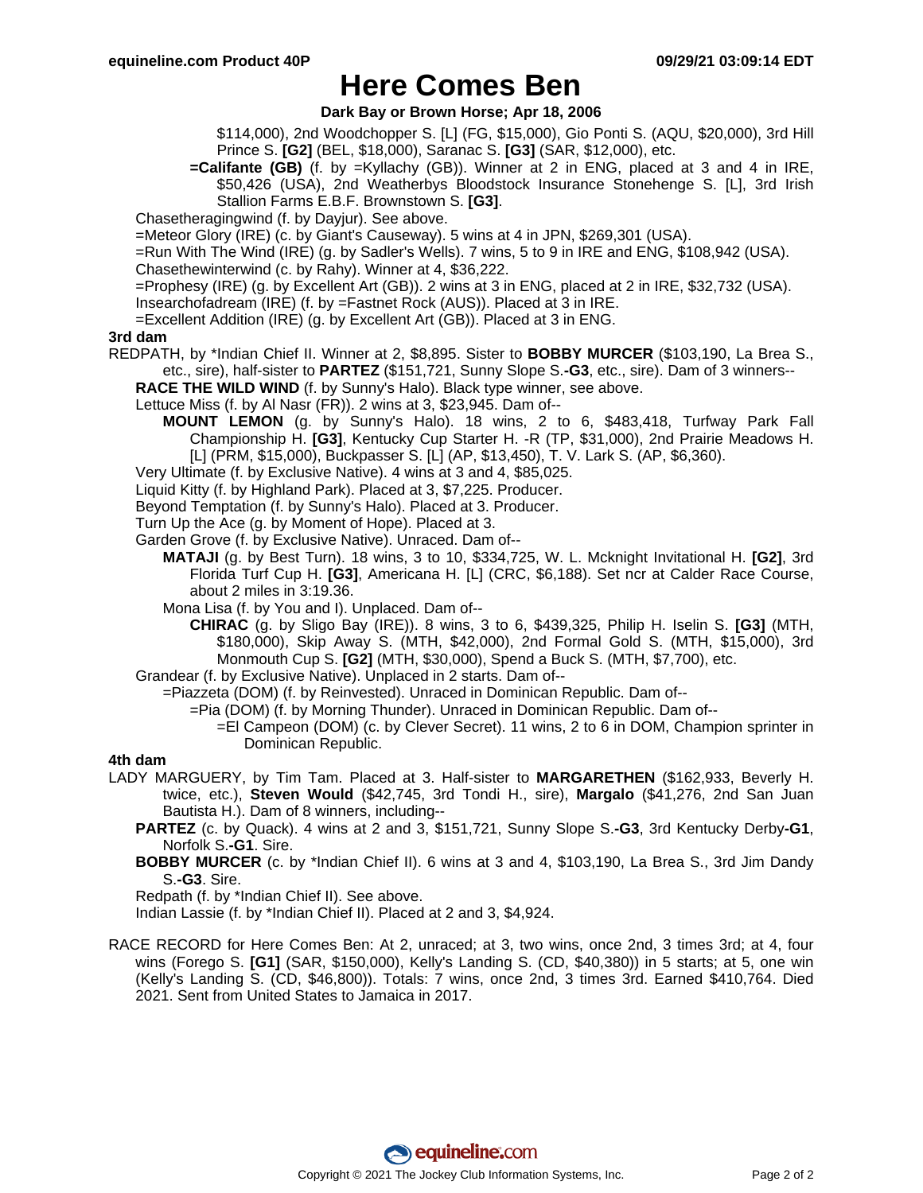# Here Comes Ben

**Dark Bay or Brown Horse; Apr 18, 2006**

$114,000), 2nd Woodchopper S. [L] (FG, $15,000), Gio Ponti S. (AQU, $20,000), 3rd Hill Prince S. **[G2]** (BEL, $18,000), Saranac S. **[G3]** (SAR, $12,000), etc.

**=Califante (GB)** (f. by =Kyllachy (GB)). Winner at 2 in ENG, placed at 3 and 4 in IRE, $50,426 (USA), 2nd Weatherbys Bloodstock Insurance Stonehenge S. [L], 3rd Irish Stallion Farms E.B.F. Brownstown S. **[G3]**.

Chasetheragingwind (f. by Dayjur). See above.

=Meteor Glory (IRE) (c. by Giant's Causeway). 5 wins at 4 in JPN, $269,301 (USA).

=Run With The Wind (IRE) (g. by Sadler's Wells). 7 wins, 5 to 9 in IRE and ENG, $108,942 (USA).

Chasethewinterwind (c. by Rahy). Winner at 4, $36,222.

=Prophesy (IRE) (g. by Excellent Art (GB)). 2 wins at 3 in ENG, placed at 2 in IRE, $32,732 (USA).

Insearchofadream (IRE) (f. by =Fastnet Rock (AUS)). Placed at 3 in IRE.

=Excellent Addition (IRE) (g. by Excellent Art (GB)). Placed at 3 in ENG.

**3rd dam**

REDPATH, by *Indian Chief II. Winner at 2, $8,895. Sister to **BOBBY MURCER** ($103,190, La Brea S., etc., sire), half-sister to **PARTEZ** ($151,721, Sunny Slope S.**-G3**, etc., sire). Dam of 3 winners--

**RACE THE WILD WIND** (f. by Sunny's Halo). Black type winner, see above.

Lettuce Miss (f. by Al Nasr (FR)). 2 wins at 3, $23,945. Dam of--

**MOUNT LEMON** (g. by Sunny's Halo). 18 wins, 2 to 6, $483,418, Turfway Park Fall Championship H. **[G3]**, Kentucky Cup Starter H. -R (TP, $31,000), 2nd Prairie Meadows H. [L] (PRM, $15,000), Buckpasser S. [L] (AP, $13,450), T. V. Lark S. (AP, $6,360).

Very Ultimate (f. by Exclusive Native). 4 wins at 3 and 4, $85,025.

Liquid Kitty (f. by Highland Park). Placed at 3, $7,225. Producer.

Beyond Temptation (f. by Sunny's Halo). Placed at 3. Producer.

Turn Up the Ace (g. by Moment of Hope). Placed at 3.

Garden Grove (f. by Exclusive Native). Unraced. Dam of--

**MATAJI** (g. by Best Turn). 18 wins, 3 to 10, $334,725, W. L. Mcknight Invitational H. **[G2]**, 3rd Florida Turf Cup H. **[G3]**, Americana H. [L] (CRC, $6,188). Set ncr at Calder Race Course, about 2 miles in 3:19.36.

Mona Lisa (f. by You and I). Unplaced. Dam of--

**CHIRAC** (g. by Sligo Bay (IRE)). 8 wins, 3 to 6, $439,325, Philip H. Iselin S. **[G3]** (MTH, $180,000), Skip Away S. (MTH, $42,000), 2nd Formal Gold S. (MTH, $15,000), 3rd Monmouth Cup S. **[G2]** (MTH, $30,000), Spend a Buck S. (MTH, $7,700), etc.

Grandear (f. by Exclusive Native). Unplaced in 2 starts. Dam of--

=Piazzeta (DOM) (f. by Reinvested). Unraced in Dominican Republic. Dam of--

=Pia (DOM) (f. by Morning Thunder). Unraced in Dominican Republic. Dam of--

=El Campeon (DOM) (c. by Clever Secret). 11 wins, 2 to 6 in DOM, Champion sprinter in Dominican Republic.

**4th dam**

LADY MARGUERY, by Tim Tam. Placed at 3. Half-sister to **MARGARETHEN** ($162,933, Beverly H. twice, etc.), **Steven Would** ($42,745, 3rd Tondi H., sire), **Margalo** ($41,276, 2nd San Juan Bautista H.). Dam of 8 winners, including--

**PARTEZ** (c. by Quack). 4 wins at 2 and 3, $151,721, Sunny Slope S.**-G3**, 3rd Kentucky Derby**-G1**, Norfolk S.**-G1**. Sire.

**BOBBY MURCER** (c. by *Indian Chief II). 6 wins at 3 and 4, $103,190, La Brea S., 3rd Jim Dandy S.**-G3**. Sire.

Redpath (f. by *Indian Chief II). See above.

Indian Lassie (f. by *Indian Chief II). Placed at 2 and 3, $4,924.

RACE RECORD for Here Comes Ben: At 2, unraced; at 3, two wins, once 2nd, 3 times 3rd; at 4, four wins (Forego S. **[G1]** (SAR, $150,000), Kelly's Landing S. (CD, $40,380)) in 5 starts; at 5, one win (Kelly's Landing S. (CD, $46,800)). Totals: 7 wins, once 2nd, 3 times 3rd. Earned $410,764. Died 2021. Sent from United States to Jamaica in 2017.